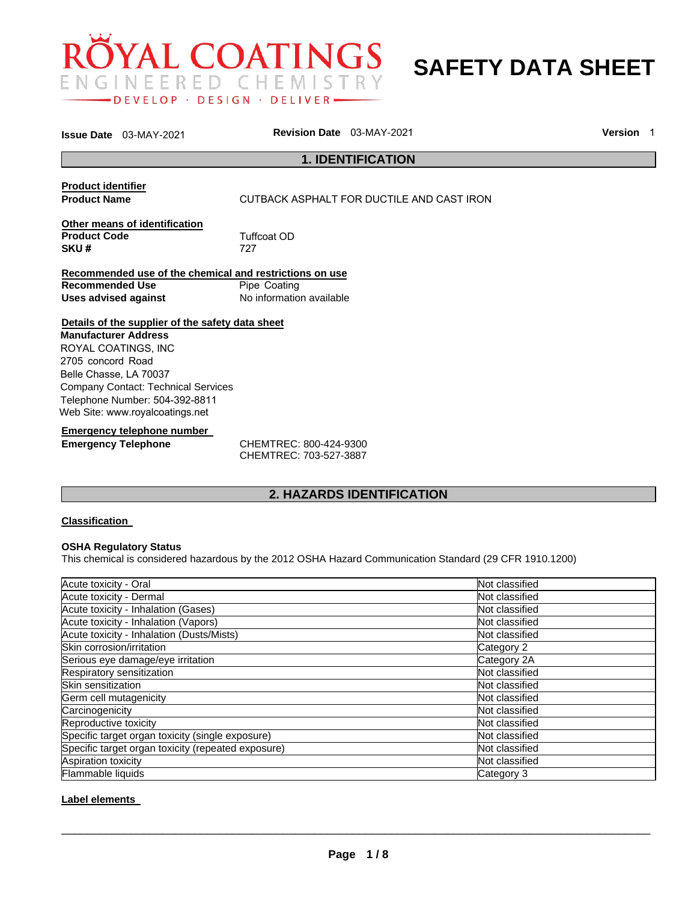# ROYAL COATINGS

ENGINEERED CHEMISTRY

DEVELOP · DESIGN · DELIVER

# SAFETY DATA SHEET

**Issue Date** 03-MAY-2021 **Revision Date** 03-MAY-2021 **Version** 1

## 1. IDENTIFICATION

**Product identifier**

**Product Name** CUTBACK ASPHALT FOR DUCTILE AND CAST IRON

**Other means of identification**

**Product Code** Tuffcoat OD

**SKU #** 727

**Recommended use of the chemical and restrictions on use**

**Recommended Use** Pipe Coating

**Uses advised against** No information available

**Details of the supplier of the safety data sheet**

**Manufacturer Address**

ROYAL COATINGS, INC
2705 concord Road
Belle Chasse, LA 70037
Company Contact: Technical Services
Telephone Number: 504-392-8811
Web Site: www.royalcoatings.net

**Emergency telephone number**

**Emergency Telephone** CHEMTREC: 800-424-9300
CHEMTREC: 703-527-3887

## 2. HAZARDS IDENTIFICATION

**Classification**

**OSHA Regulatory Status**

This chemical is considered hazardous by the 2012 OSHA Hazard Communication Standard (29 CFR 1910.1200)

| | |
|---|---|
| Acute toxicity - Oral | Not classified |
| Acute toxicity - Dermal | Not classified |
| Acute toxicity - Inhalation (Gases) | Not classified |
| Acute toxicity - Inhalation (Vapors) | Not classified |
| Acute toxicity - Inhalation (Dusts/Mists) | Not classified |
| Skin corrosion/irritation | Category 2 |
| Serious eye damage/eye irritation | Category 2A |
| Respiratory sensitization | Not classified |
| Skin sensitization | Not classified |
| Germ cell mutagenicity | Not classified |
| Carcinogenicity | Not classified |
| Reproductive toxicity | Not classified |
| Specific target organ toxicity (single exposure) | Not classified |
| Specific target organ toxicity (repeated exposure) | Not classified |
| Aspiration toxicity | Not classified |
| Flammable liquids | Category 3 |

**Label elements**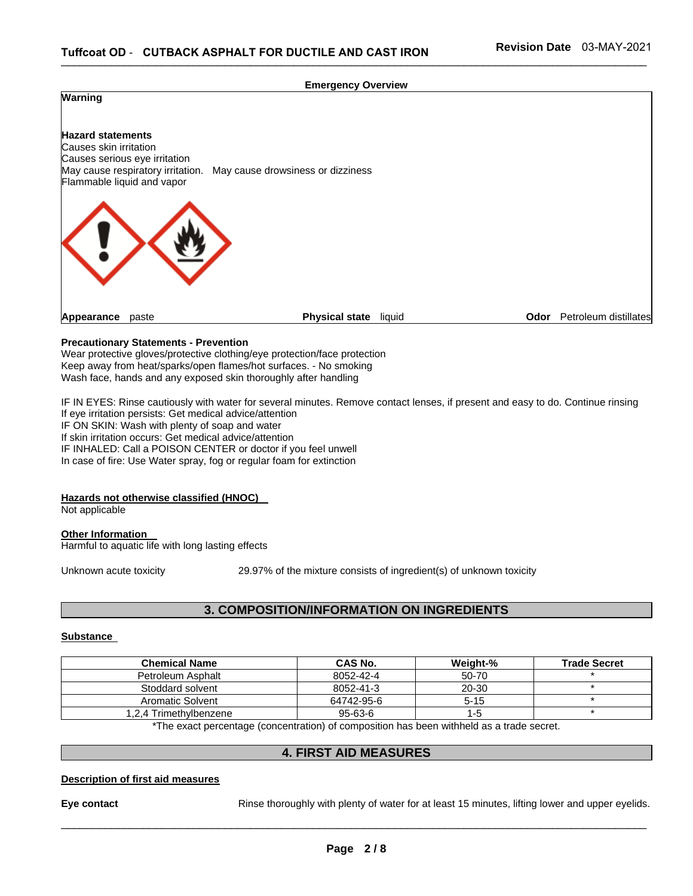**Emergency Overview**

**Warning**

**Hazard statements**
Causes skin irritation
Causes serious eye irritation
May cause respiratory irritation. May cause drowsiness or dizziness
Flammable liquid and vapor

**Appearance** paste **Physical state** liquid **Odor** Petroleum distillates

**Precautionary Statements - Prevention**
Wear protective gloves/protective clothing/eye protection/face protection
Keep away from heat/sparks/open flames/hot surfaces. - No smoking
Wash face, hands and any exposed skin thoroughly after handling

IF IN EYES: Rinse cautiously with water for several minutes. Remove contact lenses, if present and easy to do. Continue rinsing
If eye irritation persists: Get medical advice/attention
IF ON SKIN: Wash with plenty of soap and water
If skin irritation occurs: Get medical advice/attention
IF INHALED: Call a POISON CENTER or doctor if you feel unwell
In case of fire: Use Water spray, fog or regular foam for extinction

**Hazards not otherwise classified (HNOC)**
Not applicable

**Other Information**
Harmful to aquatic life with long lasting effects

Unknown acute toxicity 29.97% of the mixture consists of ingredient(s) of unknown toxicity

## 3. COMPOSITION/INFORMATION ON INGREDIENTS

**Substance**

| Chemical Name | CAS No. | Weight-% | Trade Secret |
|---|---|---|---|
| Petroleum Asphalt | 8052-42-4 | 50-70 | * |
| Stoddard solvent | 8052-41-3 | 20-30 | * |
| Aromatic Solvent | 64742-95-6 | 5-15 | * |
| 1,2,4 Trimethylbenzene | 95-63-6 | 1-5 | * |

*The exact percentage (concentration) of composition has been withheld as a trade secret.

## 4. FIRST AID MEASURES

**Description of first aid measures**

**Eye contact** Rinse thoroughly with plenty of water for at least 15 minutes, lifting lower and upper eyelids.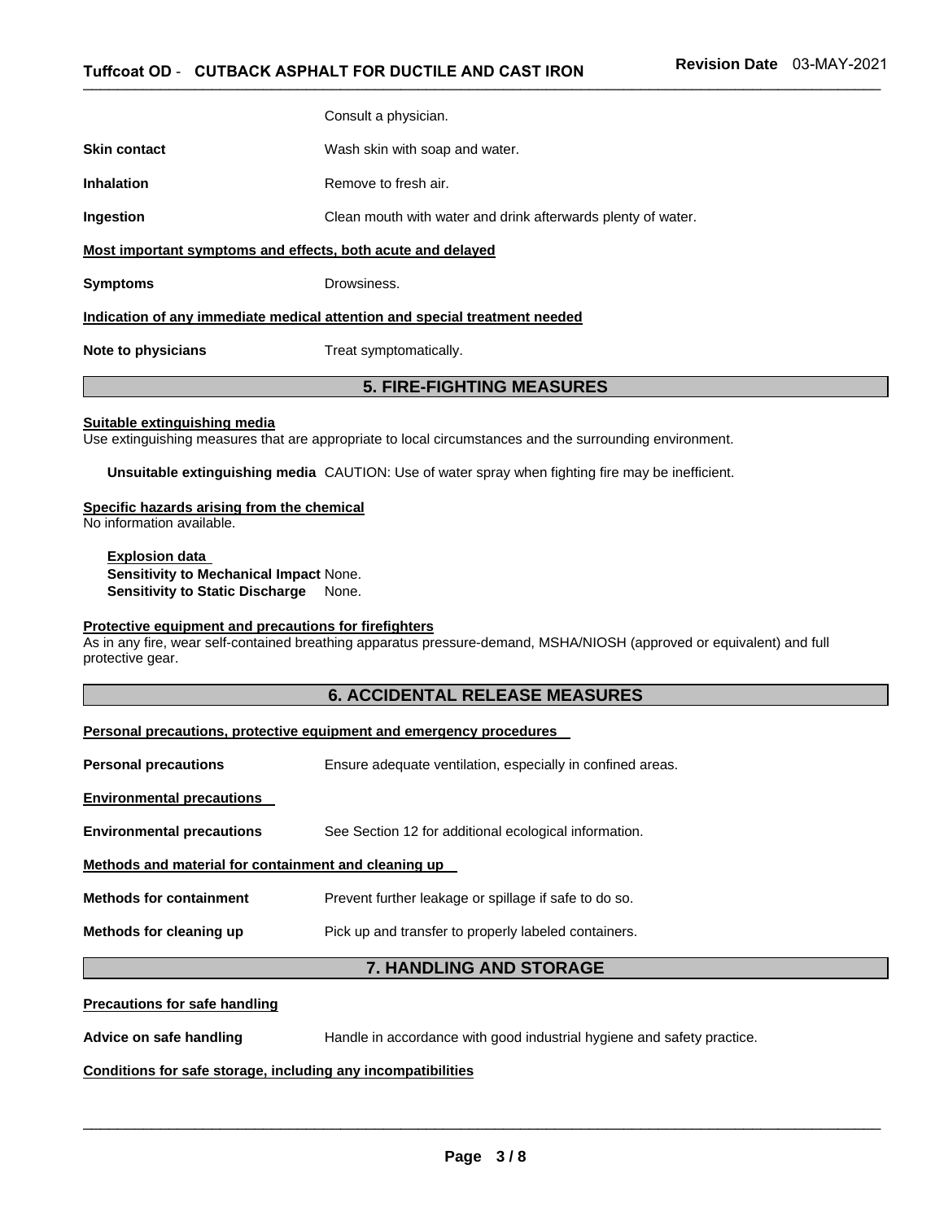Consult a physician.

**Skin contact** Wash skin with soap and water.

**Inhalation** Remove to fresh air.

**Ingestion** Clean mouth with water and drink afterwards plenty of water.

**Most important symptoms and effects, both acute and delayed**

**Symptoms** Drowsiness.

**Indication of any immediate medical attention and special treatment needed**

**Note to physicians** Treat symptomatically.

## 5. FIRE-FIGHTING MEASURES

**Suitable extinguishing media**
Use extinguishing measures that are appropriate to local circumstances and the surrounding environment.

**Unsuitable extinguishing media** CAUTION: Use of water spray when fighting fire may be inefficient.

**Specific hazards arising from the chemical**
No information available.

**Explosion data**
**Sensitivity to Mechanical Impact** None.
**Sensitivity to Static Discharge** None.

**Protective equipment and precautions for firefighters**
As in any fire, wear self-contained breathing apparatus pressure-demand, MSHA/NIOSH (approved or equivalent) and full protective gear.

## 6. ACCIDENTAL RELEASE MEASURES

**Personal precautions, protective equipment and emergency procedures**

**Personal precautions** Ensure adequate ventilation, especially in confined areas.

**Environmental precautions**

**Environmental precautions** See Section 12 for additional ecological information.

**Methods and material for containment and cleaning up**

**Methods for containment** Prevent further leakage or spillage if safe to do so.

**Methods for cleaning up** Pick up and transfer to properly labeled containers.

## 7. HANDLING AND STORAGE

**Precautions for safe handling**

**Advice on safe handling** Handle in accordance with good industrial hygiene and safety practice.

**Conditions for safe storage, including any incompatibilities**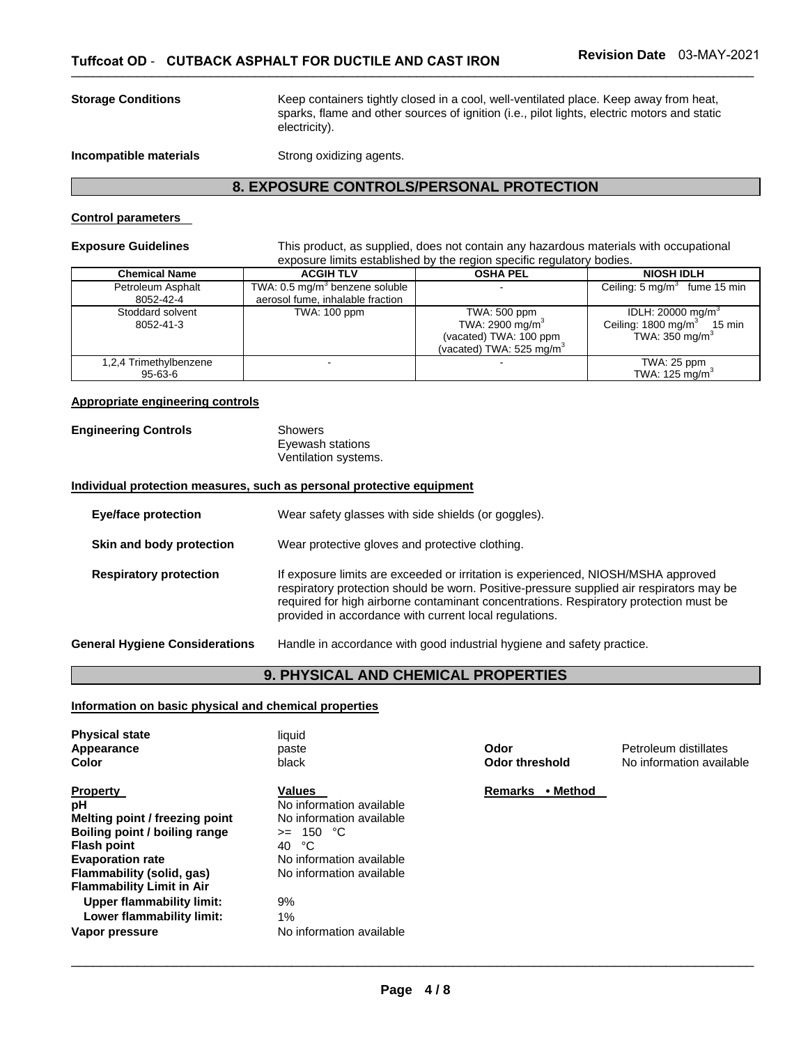**Storage Conditions** Keep containers tightly closed in a cool, well-ventilated place. Keep away from heat, sparks, flame and other sources of ignition (i.e., pilot lights, electric motors and static electricity).

**Incompatible materials** Strong oxidizing agents.

## 8. EXPOSURE CONTROLS/PERSONAL PROTECTION

### Control parameters

**Exposure Guidelines** This product, as supplied, does not contain any hazardous materials with occupational exposure limits established by the region specific regulatory bodies.

| Chemical Name | ACGIH TLV | OSHA PEL | NIOSH IDLH |
|---|---|---|---|
| Petroleum Asphalt 8052-42-4 | TWA: 0.5 mg/m$^3$ benzene soluble aerosol fume, inhalable fraction | - | Ceiling: 5 mg/m$^3$ fume 15 min |
| Stoddard solvent 8052-41-3 | TWA: 100 ppm | TWA: 500 ppm TWA: 2900 mg/m$^3$ (vacated) TWA: 100 ppm (vacated) TWA: 525 mg/m$^3$ | IDLH: 20000 mg/m$^3$ Ceiling: 1800 mg/m$^3$ 15 min TWA: 350 mg/m$^3$ |
| 1,2,4 Trimethylbenzene 95-63-6 | - | - | TWA: 25 ppm TWA: 125 mg/m$^3$ |

### Appropriate engineering controls

**Engineering Controls** Showers
Eyewash stations
Ventilation systems.

### Individual protection measures, such as personal protective equipment

**Eye/face protection** Wear safety glasses with side shields (or goggles).

**Skin and body protection** Wear protective gloves and protective clothing.

**Respiratory protection** If exposure limits are exceeded or irritation is experienced, NIOSH/MSHA approved respiratory protection should be worn. Positive-pressure supplied air respirators may be required for high airborne contaminant concentrations. Respiratory protection must be provided in accordance with current local regulations.

**General Hygiene Considerations** Handle in accordance with good industrial hygiene and safety practice.

## 9. PHYSICAL AND CHEMICAL PROPERTIES

### Information on basic physical and chemical properties

**Physical state** liquid
**Appearance** paste
**Color** black
**Odor** Petroleum distillates
**Odor threshold** No information available

| Property | Values | Remarks • Method |
|---|---|---|
| **pH** | No information available | |
| **Melting point / freezing point** | No information available | |
| **Boiling point / boiling range** | >= 150 °C | |
| **Flash point** | 40 °C | |
| **Evaporation rate** | No information available | |
| **Flammability (solid, gas)** | No information available | |
| **Flammability Limit in Air** | | |
| **Upper flammability limit:** | 9% | |
| **Lower flammability limit:** | 1% | |
| **Vapor pressure** | No information available | |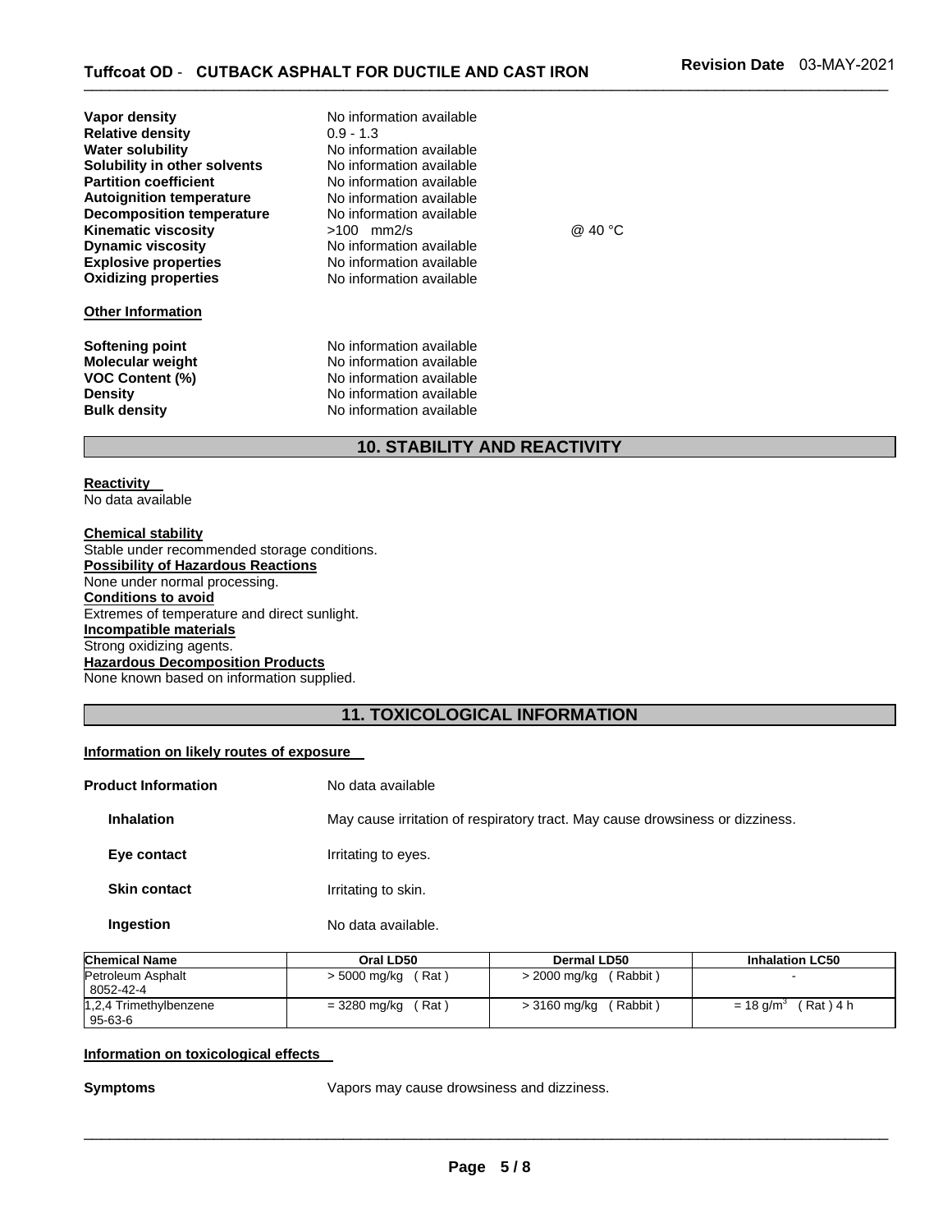| | | |
|---|---|---|
| **Vapor density** | No information available | |
| **Relative density** | 0.9 - 1.3 | |
| **Water solubility** | No information available | |
| **Solubility in other solvents** | No information available | |
| **Partition coefficient** | No information available | |
| **Autoignition temperature** | No information available | |
| **Decomposition temperature** | No information available | |
| **Kinematic viscosity** | >100 mm2/s | @ 40 °C |
| **Dynamic viscosity** | No information available | |
| **Explosive properties** | No information available | |
| **Oxidizing properties** | No information available | |

**Other Information**

| | |
|---|---|
| **Softening point** | No information available |
| **Molecular weight** | No information available |
| **VOC Content (%)** | No information available |
| **Density** | No information available |
| **Bulk density** | No information available |

## 10. STABILITY AND REACTIVITY

**Reactivity**
No data available

**Chemical stability**
Stable under recommended storage conditions.

**Possibility of Hazardous Reactions**
None under normal processing.

**Conditions to avoid**
Extremes of temperature and direct sunlight.

**Incompatible materials**
Strong oxidizing agents.

**Hazardous Decomposition Products**
None known based on information supplied.

## 11. TOXICOLOGICAL INFORMATION

**Information on likely routes of exposure**

| | |
|---|---|
| **Product Information** | No data available |
| **Inhalation** | May cause irritation of respiratory tract. May cause drowsiness or dizziness. |
| **Eye contact** | Irritating to eyes. |
| **Skin contact** | Irritating to skin. |
| **Ingestion** | No data available. |

| Chemical Name | Oral LD50 | Dermal LD50 | Inhalation LC50 |
|---|---|---|---|
| Petroleum Asphalt 8052-42-4 | > 5000 mg/kg ( Rat ) | > 2000 mg/kg ( Rabbit ) | - |
| 1,2,4 Trimethylbenzene 95-63-6 | = 3280 mg/kg ( Rat ) | > 3160 mg/kg ( Rabbit ) | = 18 $g/m^3$ ( Rat ) 4 h |

**Information on toxicological effects**

**Symptoms** Vapors may cause drowsiness and dizziness.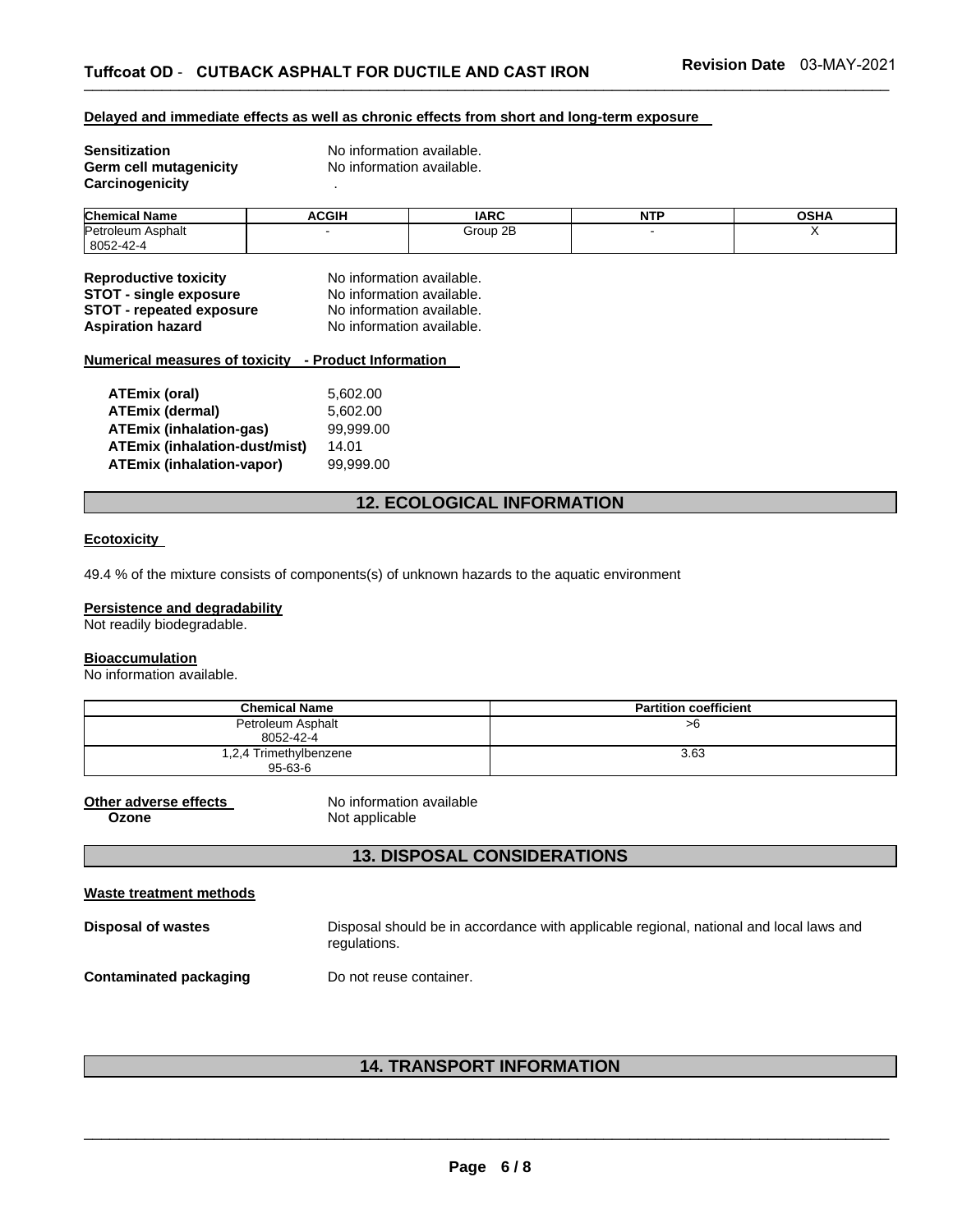**Delayed and immediate effects as well as chronic effects from short and long-term exposure**

**Sensitization** No information available.
**Germ cell mutagenicity** No information available.
**Carcinogenicity** .

| Chemical Name | ACGIH | IARC | NTP | OSHA |
|---|---|---|---|---|
| Petroleum Asphalt<br>8052-42-4 | - | Group 2B | - | X |

**Reproductive toxicity** No information available.
**STOT - single exposure** No information available.
**STOT - repeated exposure** No information available.
**Aspiration hazard** No information available.

**Numerical measures of toxicity - Product Information**

| | |
|---|---|
| **ATEmix (oral)** | 5,602.00 |
| **ATEmix (dermal)** | 5,602.00 |
| **ATEmix (inhalation-gas)** | 99,999.00 |
| **ATEmix (inhalation-dust/mist)** | 14.01 |
| **ATEmix (inhalation-vapor)** | 99,999.00 |

## 12. ECOLOGICAL INFORMATION

**Ecotoxicity**

49.4 % of the mixture consists of components(s) of unknown hazards to the aquatic environment

**Persistence and degradability**
Not readily biodegradable.

**Bioaccumulation**
No information available.

| Chemical Name | Partition coefficient |
|---|---|
| Petroleum Asphalt<br>8052-42-4 | >6 |
| 1,2,4 Trimethylbenzene<br>95-63-6 | 3.63 |

**Other adverse effects** No information available
**Ozone** Not applicable

## 13. DISPOSAL CONSIDERATIONS

**Waste treatment methods**

**Disposal of wastes** Disposal should be in accordance with applicable regional, national and local laws and regulations.

**Contaminated packaging** Do not reuse container.

## 14. TRANSPORT INFORMATION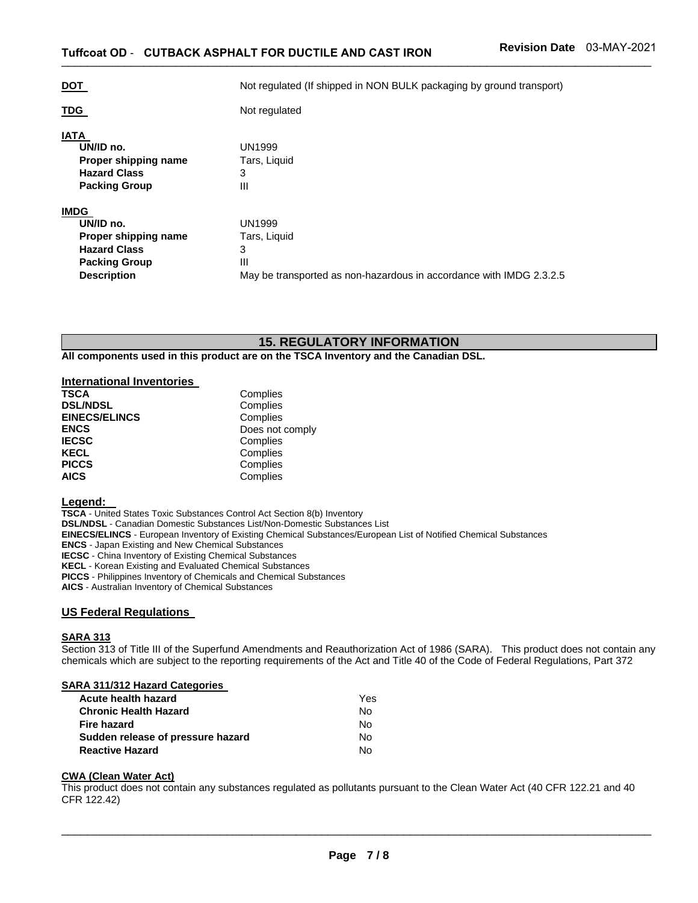**DOT** Not regulated (If shipped in NON BULK packaging by ground transport)

**TDG** Not regulated

**IATA**

| | |
|---|---|
| **UN/ID no.** | UN1999 |
| **Proper shipping name** | Tars, Liquid |
| **Hazard Class** | 3 |
| **Packing Group** | III |

**IMDG**

| | |
|---|---|
| **UN/ID no.** | UN1999 |
| **Proper shipping name** | Tars, Liquid |
| **Hazard Class** | 3 |
| **Packing Group** | III |
| **Description** | May be transported as non-hazardous in accordance with IMDG 2.3.2.5 |

## 15. REGULATORY INFORMATION

**All components used in this product are on the TSCA Inventory and the Canadian DSL.**

### International Inventories

| | |
|---|---|
| **TSCA** | Complies |
| **DSL/NDSL** | Complies |
| **EINECS/ELINCS** | Complies |
| **ENCS** | Does not comply |
| **IECSC** | Complies |
| **KECL** | Complies |
| **PICCS** | Complies |
| **AICS** | Complies |

**Legend:**

**TSCA** - United States Toxic Substances Control Act Section 8(b) Inventory
**DSL/NDSL** - Canadian Domestic Substances List/Non-Domestic Substances List
**EINECS/ELINCS** - European Inventory of Existing Chemical Substances/European List of Notified Chemical Substances
**ENCS** - Japan Existing and New Chemical Substances
**IECSC** - China Inventory of Existing Chemical Substances
**KECL** - Korean Existing and Evaluated Chemical Substances
**PICCS** - Philippines Inventory of Chemicals and Chemical Substances
**AICS** - Australian Inventory of Chemical Substances

### US Federal Regulations

**SARA 313**

Section 313 of Title III of the Superfund Amendments and Reauthorization Act of 1986 (SARA). This product does not contain any chemicals which are subject to the reporting requirements of the Act and Title 40 of the Code of Federal Regulations, Part 372

**SARA 311/312 Hazard Categories**

| | |
|---|---|
| **Acute health hazard** | Yes |
| **Chronic Health Hazard** | No |
| **Fire hazard** | No |
| **Sudden release of pressure hazard** | No |
| **Reactive Hazard** | No |

**CWA (Clean Water Act)**

This product does not contain any substances regulated as pollutants pursuant to the Clean Water Act (40 CFR 122.21 and 40 CFR 122.42)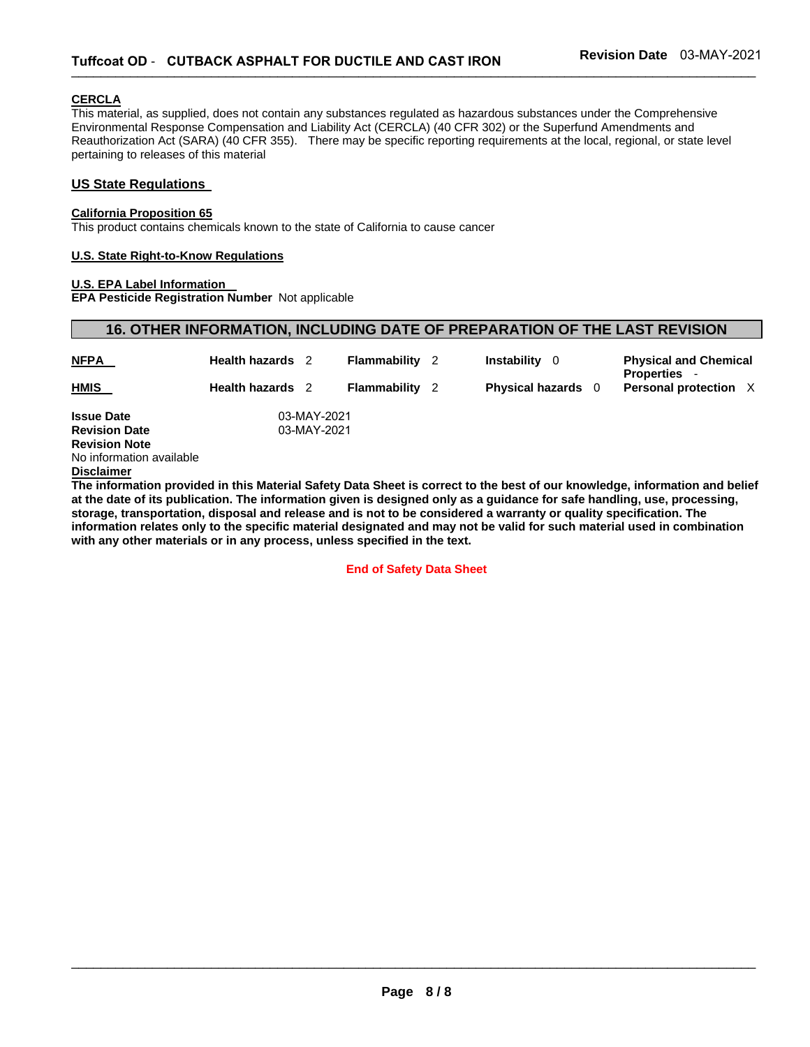## CERCLA

This material, as supplied, does not contain any substances regulated as hazardous substances under the Comprehensive Environmental Response Compensation and Liability Act (CERCLA) (40 CFR 302) or the Superfund Amendments and Reauthorization Act (SARA) (40 CFR 355). There may be specific reporting requirements at the local, regional, or state level pertaining to releases of this material

## US State Regulations

### California Proposition 65

This product contains chemicals known to the state of California to cause cancer

### U.S. State Right-to-Know Regulations

### U.S. EPA Label Information

**EPA Pesticide Registration Number** Not applicable

## 16. OTHER INFORMATION, INCLUDING DATE OF PREPARATION OF THE LAST REVISION

| | | | | |
|---|---|---|---|---|
| **NFPA** | **Health hazards** 2 | **Flammability** 2 | **Instability** 0 | **Physical and Chemical Properties** - |
| **HMIS** | **Health hazards** 2 | **Flammability** 2 | **Physical hazards** 0 | **Personal protection** X |

**Issue Date** 03-MAY-2021
**Revision Date** 03-MAY-2021
**Revision Note**
No information available

**Disclaimer**

**The information provided in this Material Safety Data Sheet is correct to the best of our knowledge, information and belief at the date of its publication. The information given is designed only as a guidance for safe handling, use, processing, storage, transportation, disposal and release and is not to be considered a warranty or quality specification. The information relates only to the specific material designated and may not be valid for such material used in combination with any other materials or in any process, unless specified in the text.**

**End of Safety Data Sheet**